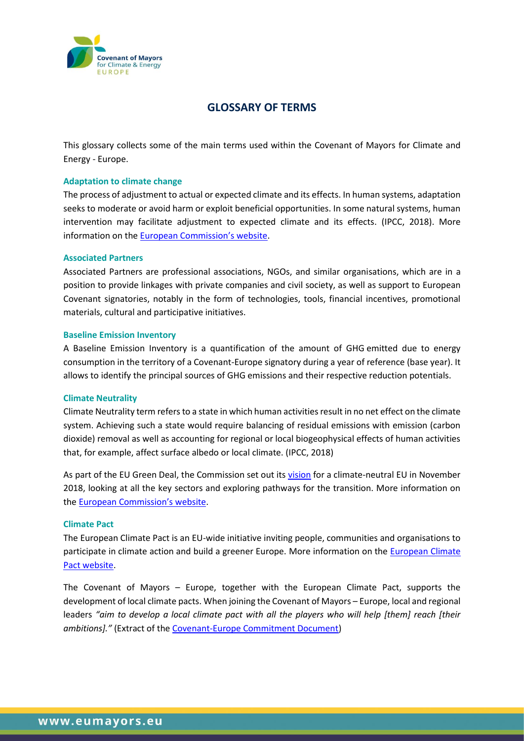# GLOSSARY OF TERMS

This glossary collects some of the main terms used within the Covenant of Mayors for Climate and Energy - Europe.

### Adaptation to climate change

The process of adjustment to actual or expected climate and its effects. In human systems, adaptation seeks to moderate or avoid harm or exploit beneficial opportunities. In some natural systems, human intervention may facilitate adjustment to expected climate and its effects. (IPCC, 2018). More information on the European Commission's website.

### Associated Partners

Associated Partners are professional associations, NGOs, and similar organisations, which are in a position to provide linkages with private companies and civil society, as well as support to European Covenant signatories, notably in the form of technologies, tools, financial incentives, promotional materials, cultural and participative initiatives.

### Baseline Emission Inventory

A Baseline Emission Inventory is a quantification of the amount of GHG emitted due to energy consumption in the territory of a Covenant-Europe signatory during a year of reference (base year). It allows to identify the principal sources of GHG emissions and their respective reduction potentials.

### Climate Neutrality

Climate Neutrality term refers to a state in which human activities result in no net effect on the climate system. Achieving such a state would require balancing of residual emissions with emission (carbon dioxide) removal as well as accounting for regional or local biogeophysical effects of human activities that, for example, affect surface albedo or local climate. (IPCC, 2018)

As part of the EU Green Deal, the Commission set out its vision for a climate-neutral EU in November 2018, looking at all the key sectors and exploring pathways for the transition. More information on the European Commission's website.

### Climate Pact

The European Climate Pact is an EU-wide initiative inviting people, communities and organisations to participate in climate action and build a greener Europe. More information on the European Climate Pact website.

The Covenant of Mayors – Europe, together with the European Climate Pact, supports the development of local climate pacts. When joining the Covenant of Mayors – Europe, local and regional leaders *"aim to develop a local climate pact with all the players who will help [them] reach [their ambitions]."* (Extract of the Covenant-Europe Commitment Document)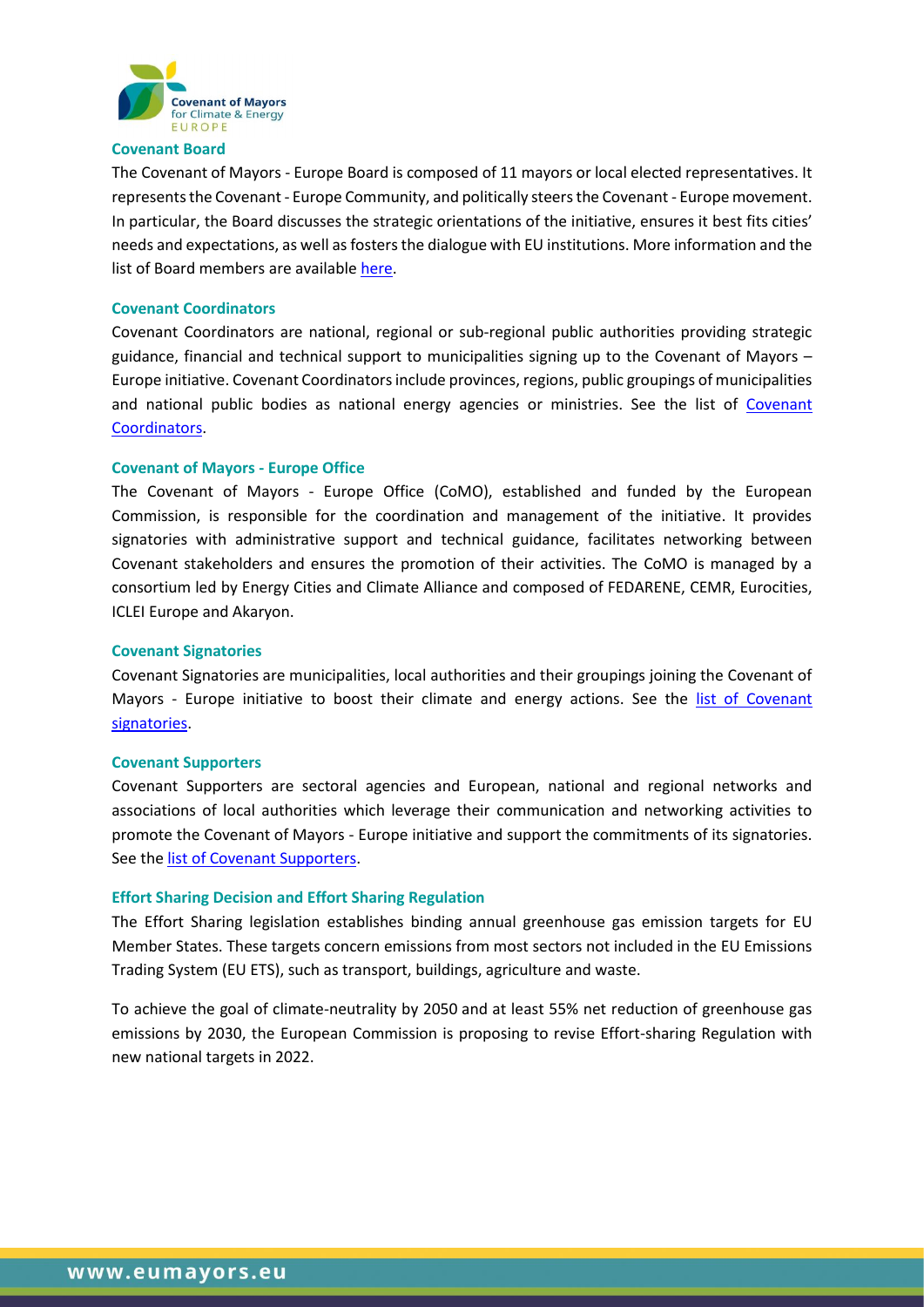### Covenant Board

The Covenant of Mayors - Europe Board is composed of 11 mayors or local elected representatives. It represents the Covenant - Europe Community, and politically steers the Covenant - Europe movement. In particular, the Board discusses the strategic orientations of the initiative, ensures it best fits cities' needs and expectations, as well as fosters the dialogue with EU institutions. More information and the list of Board members are available here.

### Covenant Coordinators

Covenant Coordinators are national, regional or sub-regional public authorities providing strategic guidance, financial and technical support to municipalities signing up to the Covenant of Mayors – Europe initiative. Covenant Coordinators include provinces, regions, public groupings of municipalities and national public bodies as national energy agencies or ministries. See the list of Covenant Coordinators.

### Covenant of Mayors - Europe Office

The Covenant of Mayors - Europe Office (CoMO), established and funded by the European Commission, is responsible for the coordination and management of the initiative. It provides signatories with administrative support and technical guidance, facilitates networking between Covenant stakeholders and ensures the promotion of their activities. The CoMO is managed by a consortium led by Energy Cities and Climate Alliance and composed of FEDARENE, CEMR, Eurocities, ICLEI Europe and Akaryon.

### Covenant Signatories

Covenant Signatories are municipalities, local authorities and their groupings joining the Covenant of Mayors - Europe initiative to boost their climate and energy actions. See the list of Covenant signatories.

### Covenant Supporters

Covenant Supporters are sectoral agencies and European, national and regional networks and associations of local authorities which leverage their communication and networking activities to promote the Covenant of Mayors - Europe initiative and support the commitments of its signatories. See the list of Covenant Supporters.

### Effort Sharing Decision and Effort Sharing Regulation

The Effort Sharing legislation establishes binding annual greenhouse gas emission targets for EU Member States. These targets concern emissions from most sectors not included in the EU Emissions Trading System (EU ETS), such as transport, buildings, agriculture and waste.

To achieve the goal of climate-neutrality by 2050 and at least 55% net reduction of greenhouse gas emissions by 2030, the European Commission is proposing to revise Effort-sharing Regulation with new national targets in 2022.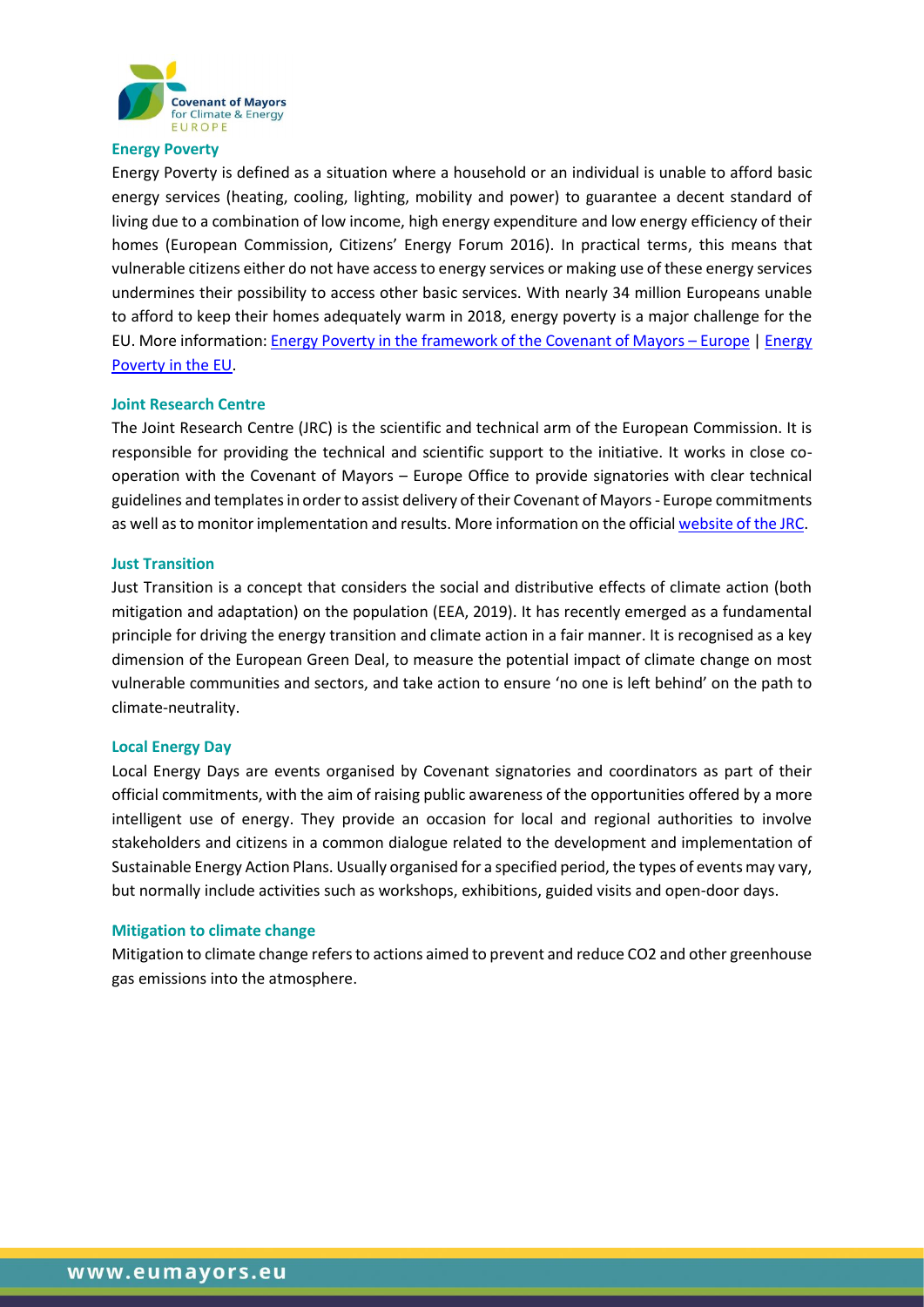### Energy Poverty

Energy Poverty is defined as a situation where a household or an individual is unable to afford basic energy services (heating, cooling, lighting, mobility and power) to guarantee a decent standard of living due to a combination of low income, high energy expenditure and low energy efficiency of their homes (European Commission, Citizens' Energy Forum 2016). In practical terms, this means that vulnerable citizens either do not have access to energy services or making use of these energy services undermines their possibility to access other basic services. With nearly 34 million Europeans unable to afford to keep their homes adequately warm in 2018, energy poverty is a major challenge for the EU. More information: Energy Poverty in the framework of the Covenant of Mayors – Europe | Energy Poverty in the EU.

### Joint Research Centre

The Joint Research Centre (JRC) is the scientific and technical arm of the European Commission. It is responsible for providing the technical and scientific support to the initiative. It works in close co-operation with the Covenant of Mayors – Europe Office to provide signatories with clear technical guidelines and templates in order to assist delivery of their Covenant of Mayors - Europe commitments as well as to monitor implementation and results. More information on the official website of the JRC.

### Just Transition

Just Transition is a concept that considers the social and distributive effects of climate action (both mitigation and adaptation) on the population (EEA, 2019). It has recently emerged as a fundamental principle for driving the energy transition and climate action in a fair manner. It is recognised as a key dimension of the European Green Deal, to measure the potential impact of climate change on most vulnerable communities and sectors, and take action to ensure 'no one is left behind' on the path to climate-neutrality.

### Local Energy Day

Local Energy Days are events organised by Covenant signatories and coordinators as part of their official commitments, with the aim of raising public awareness of the opportunities offered by a more intelligent use of energy. They provide an occasion for local and regional authorities to involve stakeholders and citizens in a common dialogue related to the development and implementation of Sustainable Energy Action Plans. Usually organised for a specified period, the types of events may vary, but normally include activities such as workshops, exhibitions, guided visits and open-door days.

### Mitigation to climate change

Mitigation to climate change refers to actions aimed to prevent and reduce $CO_2$ and other greenhouse gas emissions into the atmosphere.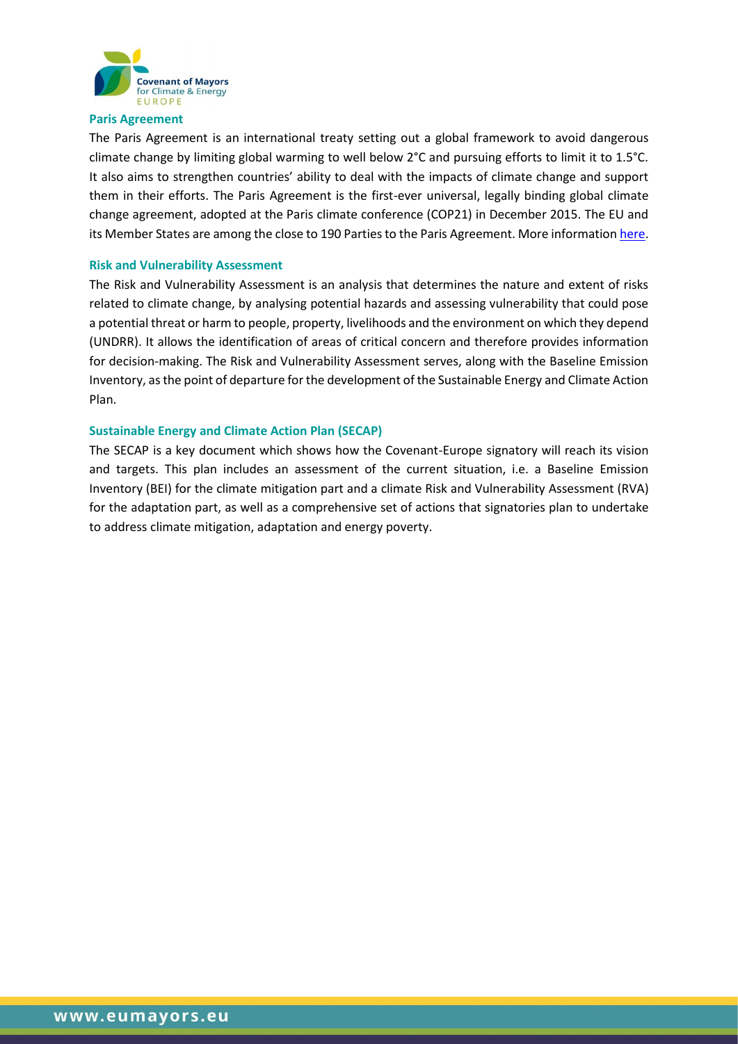### Paris Agreement

The Paris Agreement is an international treaty setting out a global framework to avoid dangerous climate change by limiting global warming to well below 2°C and pursuing efforts to limit it to 1.5°C. It also aims to strengthen countries' ability to deal with the impacts of climate change and support them in their efforts. The Paris Agreement is the first-ever universal, legally binding global climate change agreement, adopted at the Paris climate conference (COP21) in December 2015. The EU and its Member States are among the close to 190 Parties to the Paris Agreement. More information here.

### Risk and Vulnerability Assessment

The Risk and Vulnerability Assessment is an analysis that determines the nature and extent of risks related to climate change, by analysing potential hazards and assessing vulnerability that could pose a potential threat or harm to people, property, livelihoods and the environment on which they depend (UNDRR). It allows the identification of areas of critical concern and therefore provides information for decision-making. The Risk and Vulnerability Assessment serves, along with the Baseline Emission Inventory, as the point of departure for the development of the Sustainable Energy and Climate Action Plan.

### Sustainable Energy and Climate Action Plan (SECAP)

The SECAP is a key document which shows how the Covenant-Europe signatory will reach its vision and targets. This plan includes an assessment of the current situation, i.e. a Baseline Emission Inventory (BEI) for the climate mitigation part and a climate Risk and Vulnerability Assessment (RVA) for the adaptation part, as well as a comprehensive set of actions that signatories plan to undertake to address climate mitigation, adaptation and energy poverty.